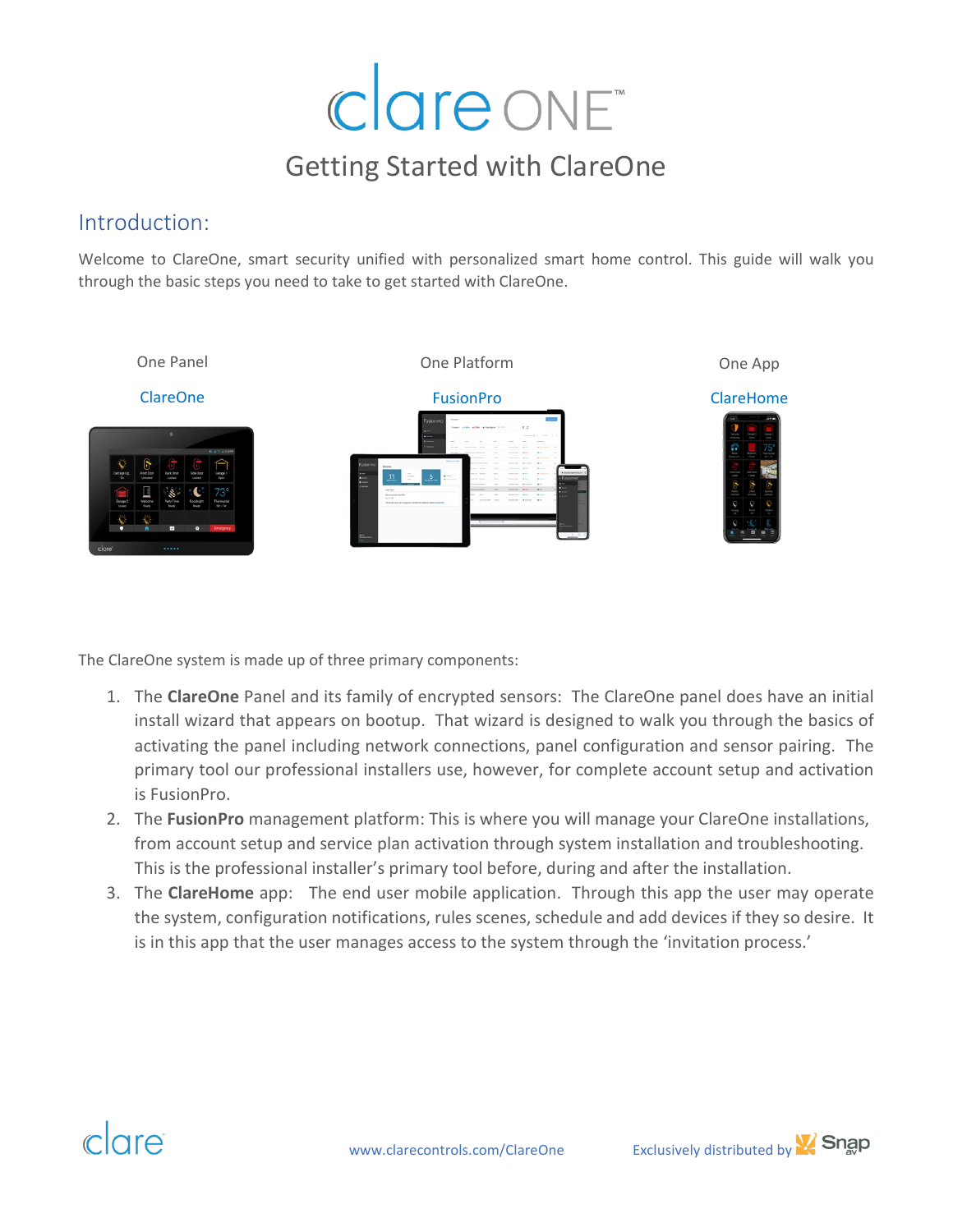# clare ONE™

## Getting Started with ClareOne

## Introduction:

Welcome to ClareOne, smart security unified with personalized smart home control. This guide will walk you through the basic steps you need to take to get started with ClareOne.

One Panel

ClareOne

One Platform

FusionPro

One App

ClareHome

The ClareOne system is made up of three primary components:

1. The **ClareOne** Panel and its family of encrypted sensors: The ClareOne panel does have an initial install wizard that appears on bootup. That wizard is designed to walk you through the basics of activating the panel including network connections, panel configuration and sensor pairing. The primary tool our professional installers use, however, for complete account setup and activation is FusionPro.
2. The **FusionPro** management platform: This is where you will manage your ClareOne installations, from account setup and service plan activation through system installation and troubleshooting. This is the professional installer's primary tool before, during and after the installation.
3. The **ClareHome** app: The end user mobile application. Through this app the user may operate the system, configuration notifications, rules scenes, schedule and add devices if they so desire. It is in this app that the user manages access to the system through the 'invitation process.'

www.clarecontrols.com/ClareOne

Exclusively distributed by Snap AV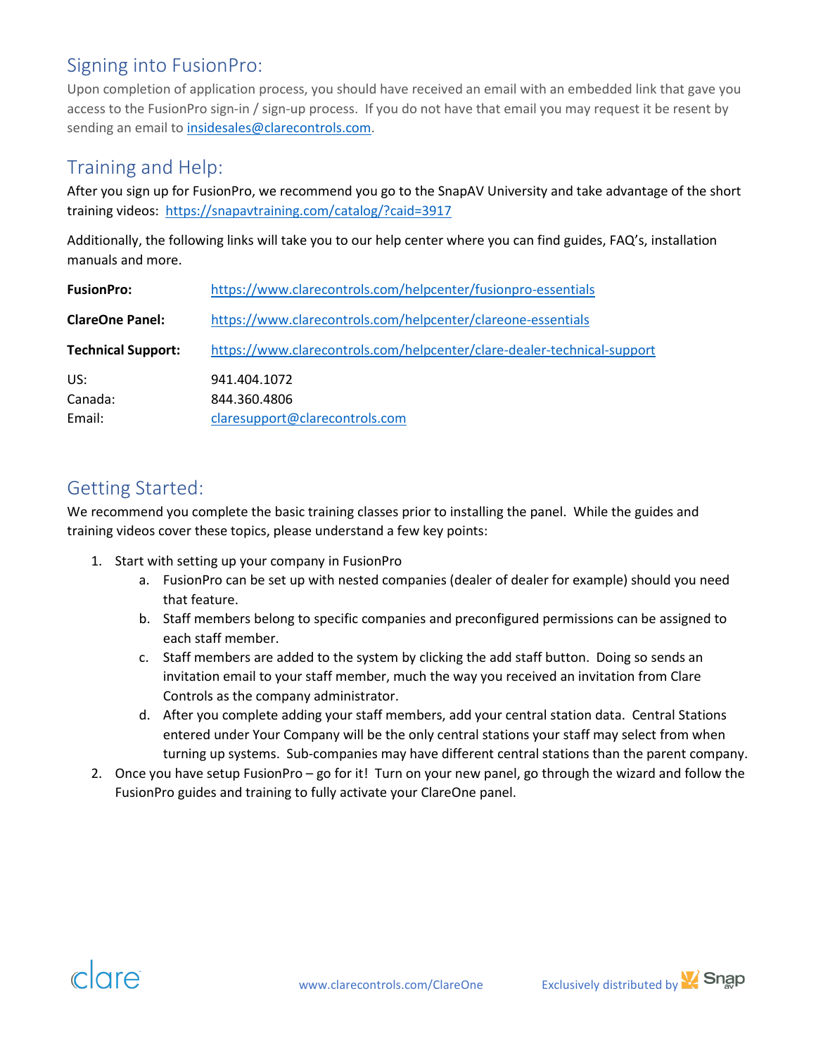## Signing into FusionPro:

Upon completion of application process, you should have received an email with an embedded link that gave you access to the FusionPro sign-in / sign-up process. If you do not have that email you may request it be resent by sending an email to insidesales@clarecontrols.com.

## Training and Help:

After you sign up for FusionPro, we recommend you go to the SnapAV University and take advantage of the short training videos: https://snapavtraining.com/catalog/?caid=3917

Additionally, the following links will take you to our help center where you can find guides, FAQ's, installation manuals and more.

**FusionPro:** https://www.clarecontrols.com/helpcenter/fusionpro-essentials

**ClareOne Panel:** https://www.clarecontrols.com/helpcenter/clareone-essentials

**Technical Support:** https://www.clarecontrols.com/helpcenter/clare-dealer-technical-support

US: 941.404.1072
Canada: 844.360.4806
Email: claresupport@clarecontrols.com

## Getting Started:

We recommend you complete the basic training classes prior to installing the panel. While the guides and training videos cover these topics, please understand a few key points:

1. Start with setting up your company in FusionPro
   a. FusionPro can be set up with nested companies (dealer of dealer for example) should you need that feature.
   b. Staff members belong to specific companies and preconfigured permissions can be assigned to each staff member.
   c. Staff members are added to the system by clicking the add staff button. Doing so sends an invitation email to your staff member, much the way you received an invitation from Clare Controls as the company administrator.
   d. After you complete adding your staff members, add your central station data. Central Stations entered under Your Company will be the only central stations your staff may select from when turning up systems. Sub-companies may have different central stations than the parent company.
2. Once you have setup FusionPro – go for it! Turn on your new panel, go through the wizard and follow the FusionPro guides and training to fully activate your ClareOne panel.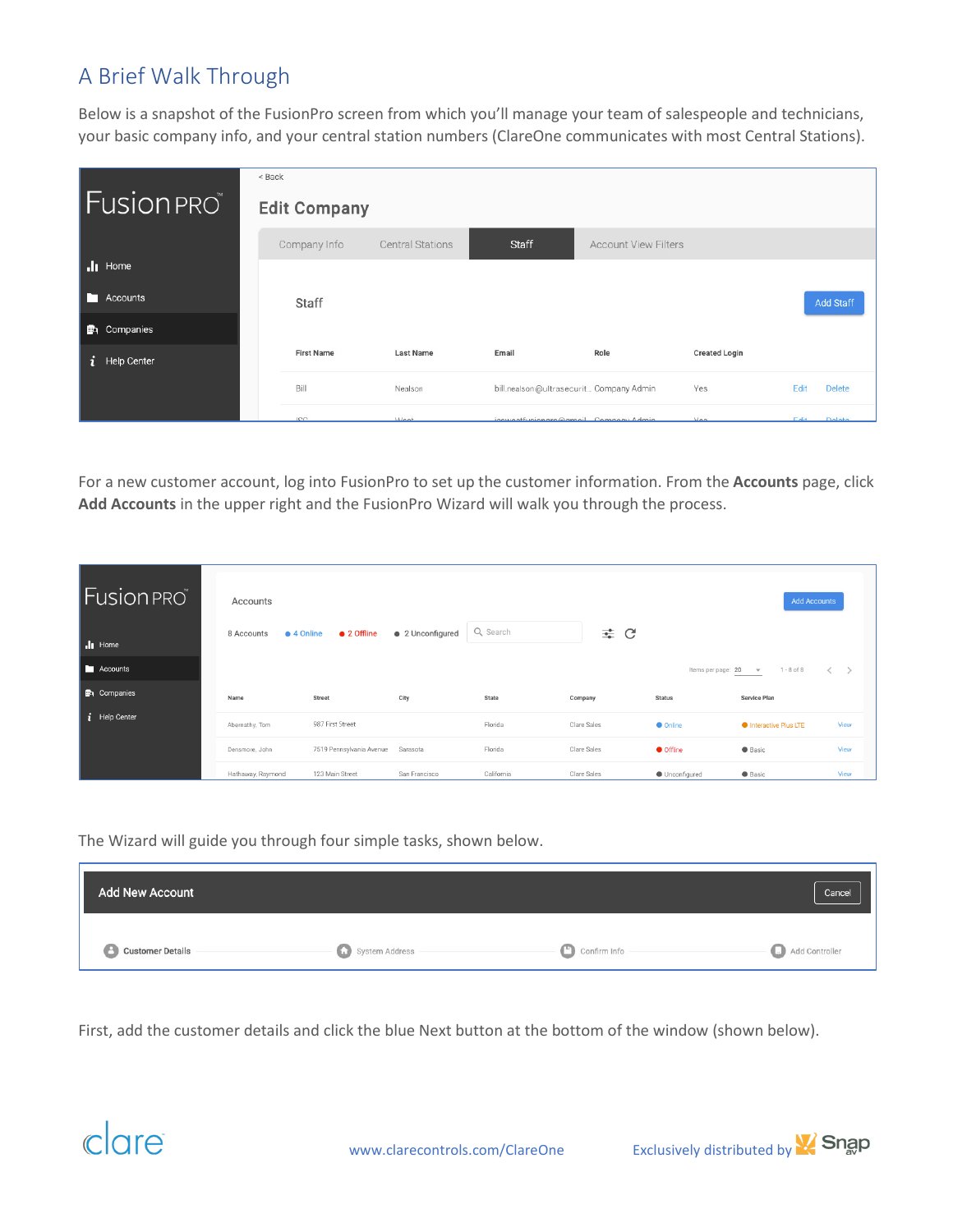## A Brief Walk Through

Below is a snapshot of the FusionPro screen from which you'll manage your team of salespeople and technicians, your basic company info, and your central station numbers (ClareOne communicates with most Central Stations).

For a new customer account, log into FusionPro to set up the customer information. From the **Accounts** page, click **Add Accounts** in the upper right and the FusionPro Wizard will walk you through the process.

The Wizard will guide you through four simple tasks, shown below.

First, add the customer details and click the blue Next button at the bottom of the window (shown below).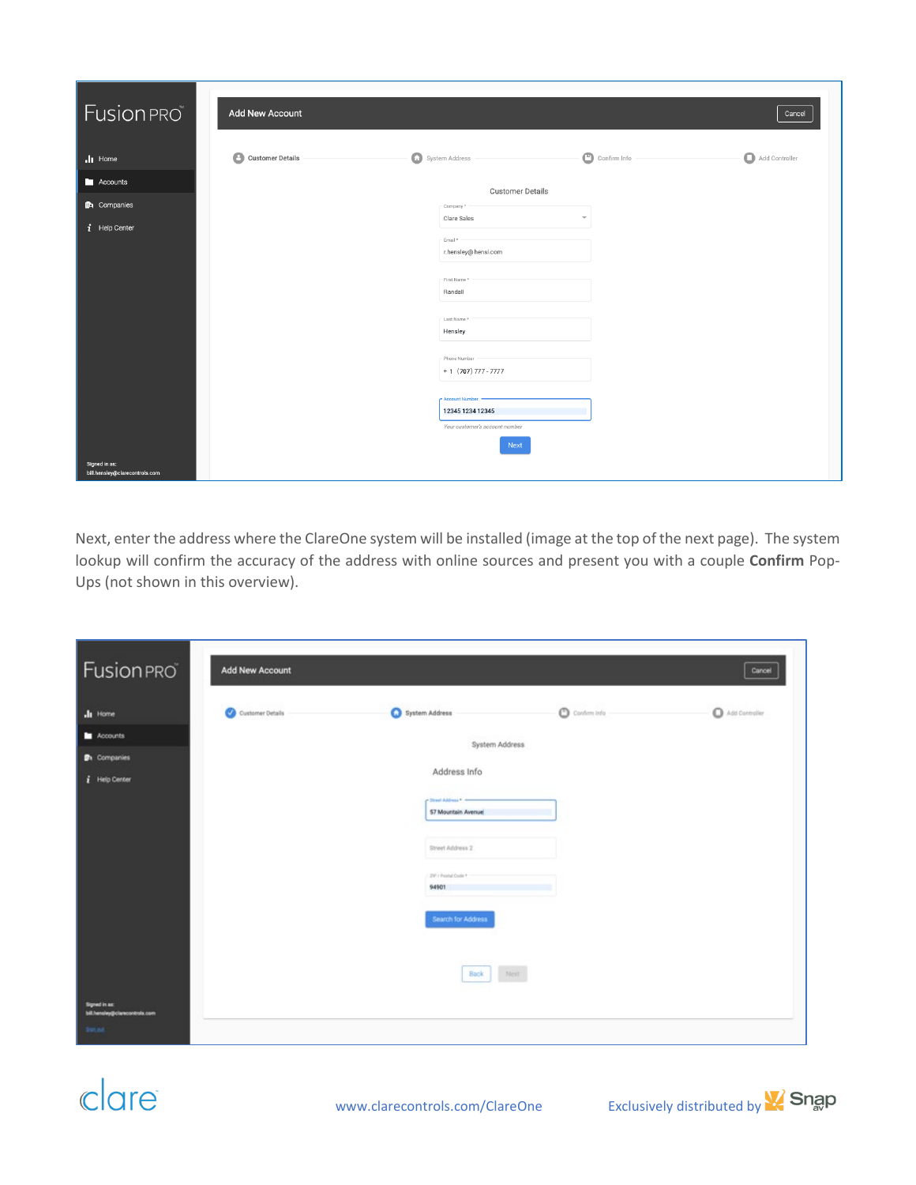Next, enter the address where the ClareOne system will be installed (image at the top of the next page). The system lookup will confirm the accuracy of the address with online sources and present you with a couple **Confirm** Pop-Ups (not shown in this overview).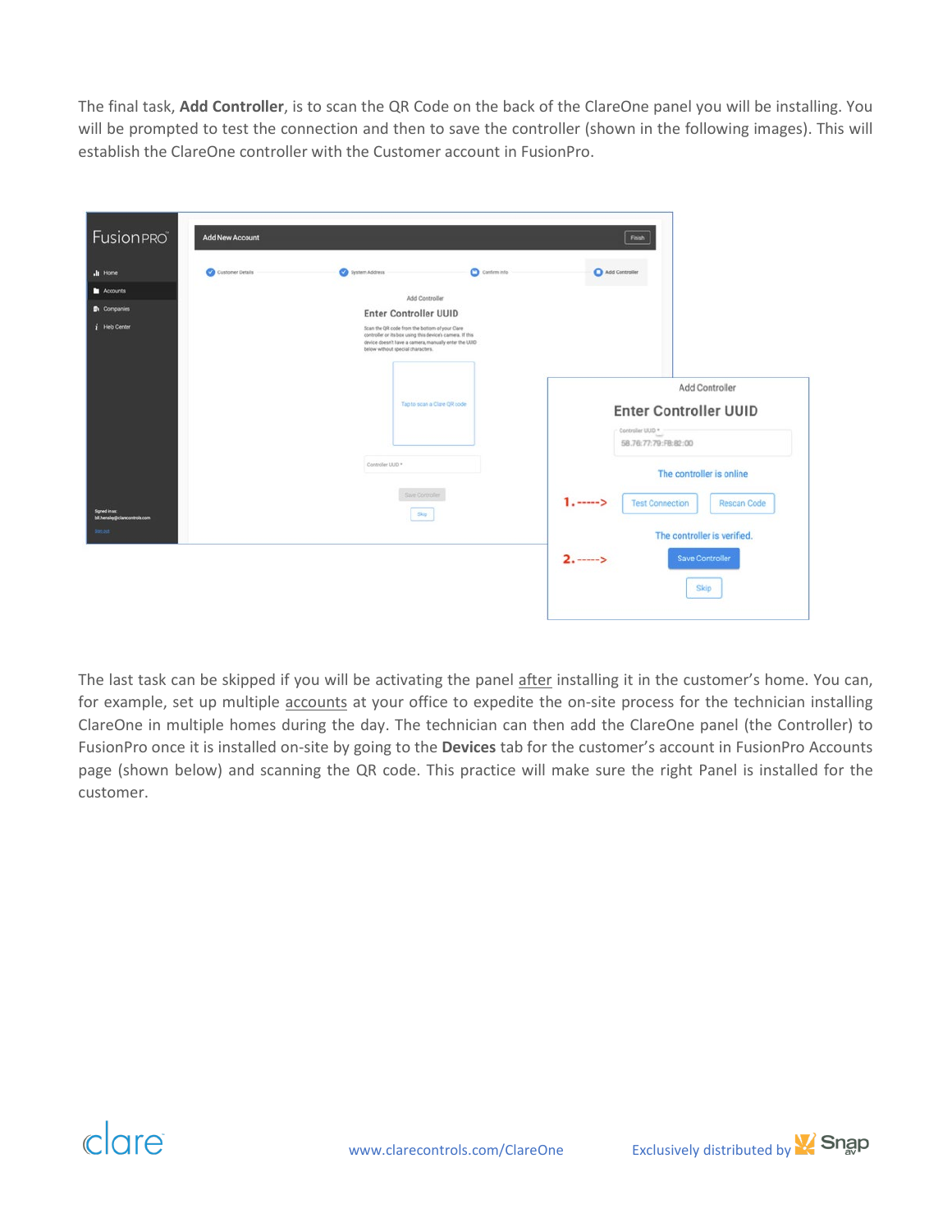The final task, **Add Controller**, is to scan the QR Code on the back of the ClareOne panel you will be installing. You will be prompted to test the connection and then to save the controller (shown in the following images). This will establish the ClareOne controller with the Customer account in FusionPro.

The last task can be skipped if you will be activating the panel after installing it in the customer's home. You can, for example, set up multiple accounts at your office to expedite the on-site process for the technician installing ClareOne in multiple homes during the day. The technician can then add the ClareOne panel (the Controller) to FusionPro once it is installed on-site by going to the **Devices** tab for the customer's account in FusionPro Accounts page (shown below) and scanning the QR code. This practice will make sure the right Panel is installed for the customer.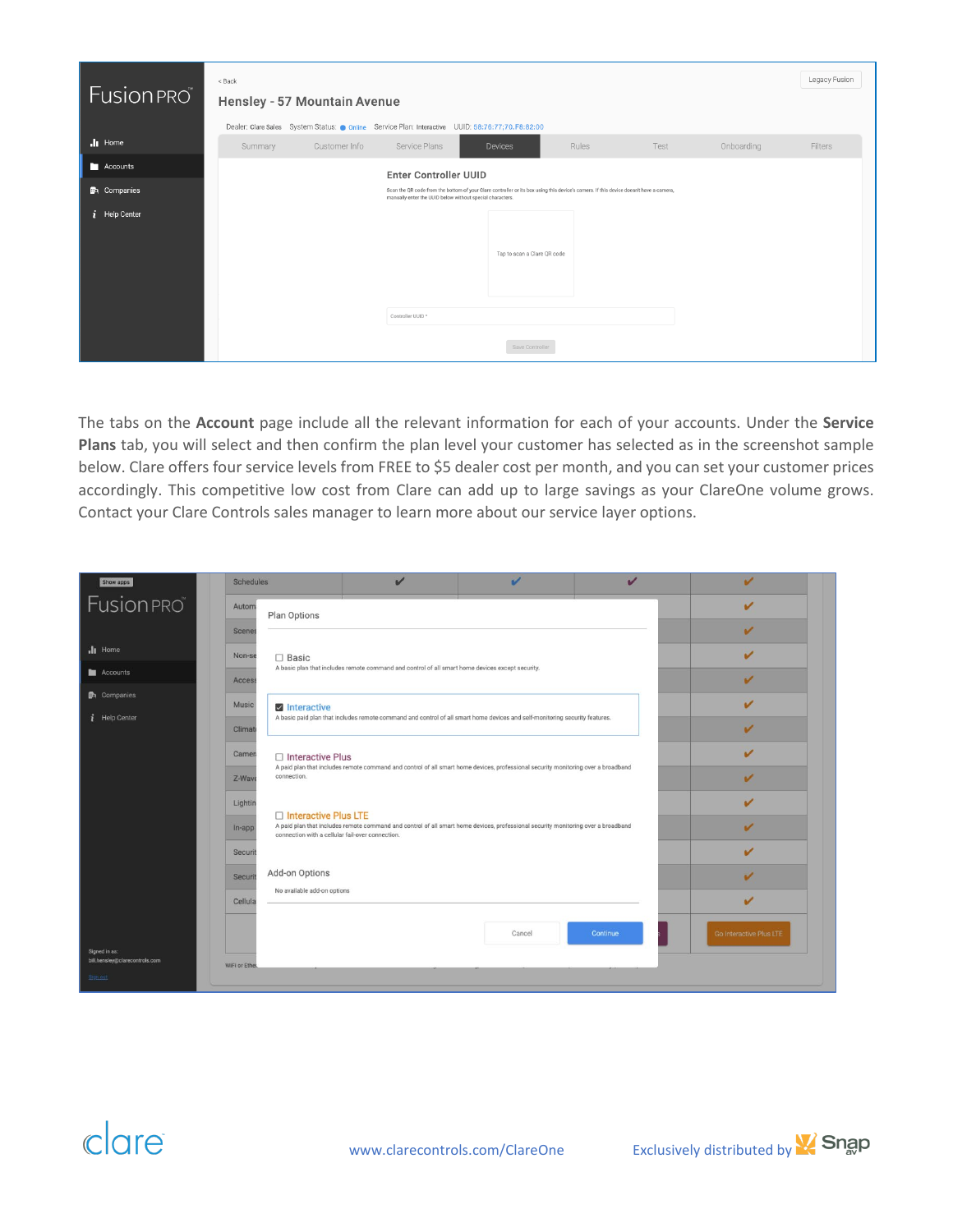The tabs on the **Account** page include all the relevant information for each of your accounts. Under the **Service Plans** tab, you will select and then confirm the plan level your customer has selected as in the screenshot sample below. Clare offers four service levels from FREE to $5 dealer cost per month, and you can set your customer prices accordingly. This competitive low cost from Clare can add up to large savings as your ClareOne volume grows. Contact your Clare Controls sales manager to learn more about our service layer options.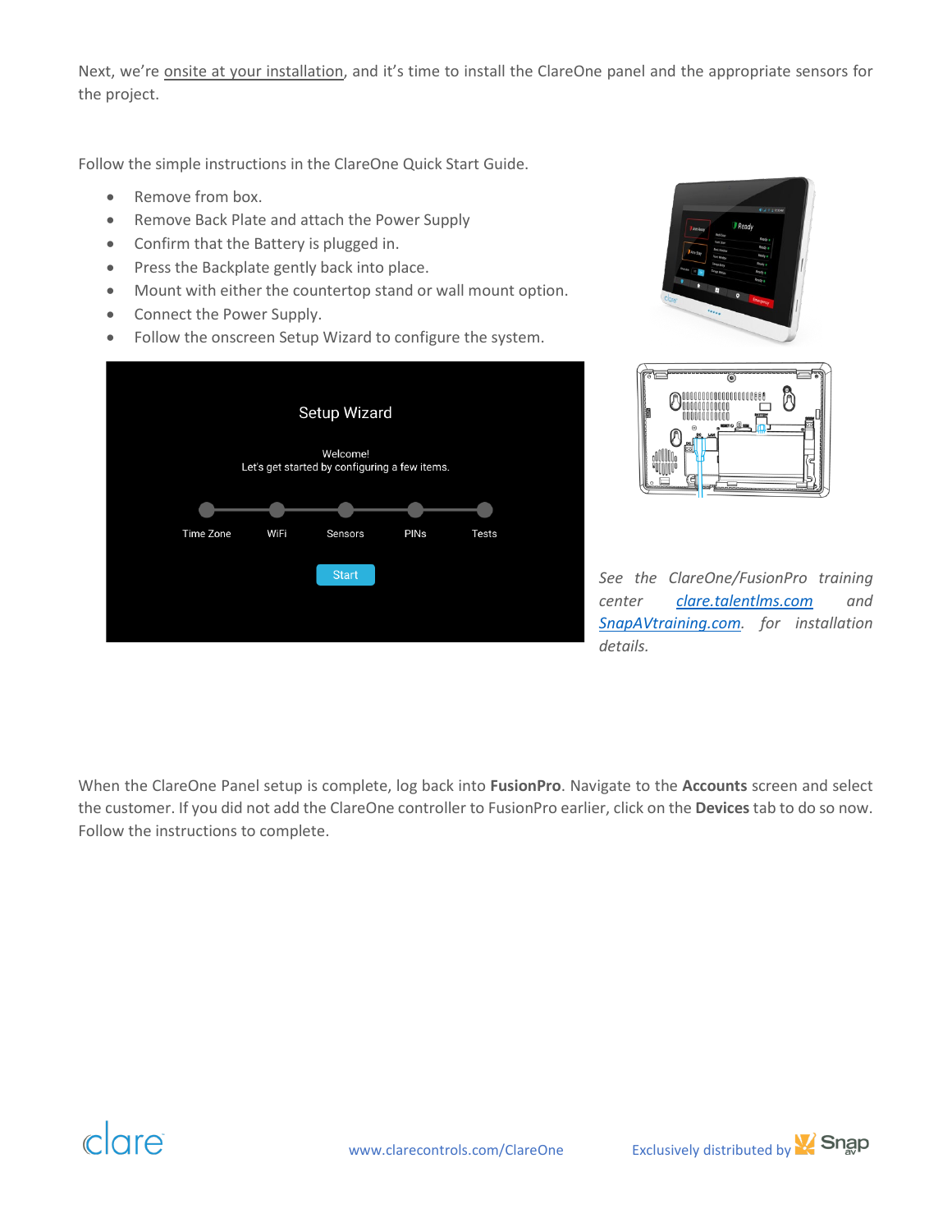Next, we're onsite at your installation, and it's time to install the ClareOne panel and the appropriate sensors for the project.

Follow the simple instructions in the ClareOne Quick Start Guide.

- Remove from box.
- Remove Back Plate and attach the Power Supply
- Confirm that the Battery is plugged in.
- Press the Backplate gently back into place.
- Mount with either the countertop stand or wall mount option.
- Connect the Power Supply.
- Follow the onscreen Setup Wizard to configure the system.

*See the ClareOne/FusionPro training center [clare.talentlms.com](clare.talentlms.com) and [SnapAVtraining.com](SnapAVtraining.com). for installation details.*

When the ClareOne Panel setup is complete, log back into **FusionPro**. Navigate to the **Accounts** screen and select the customer. If you did not add the ClareOne controller to FusionPro earlier, click on the **Devices** tab to do so now. Follow the instructions to complete.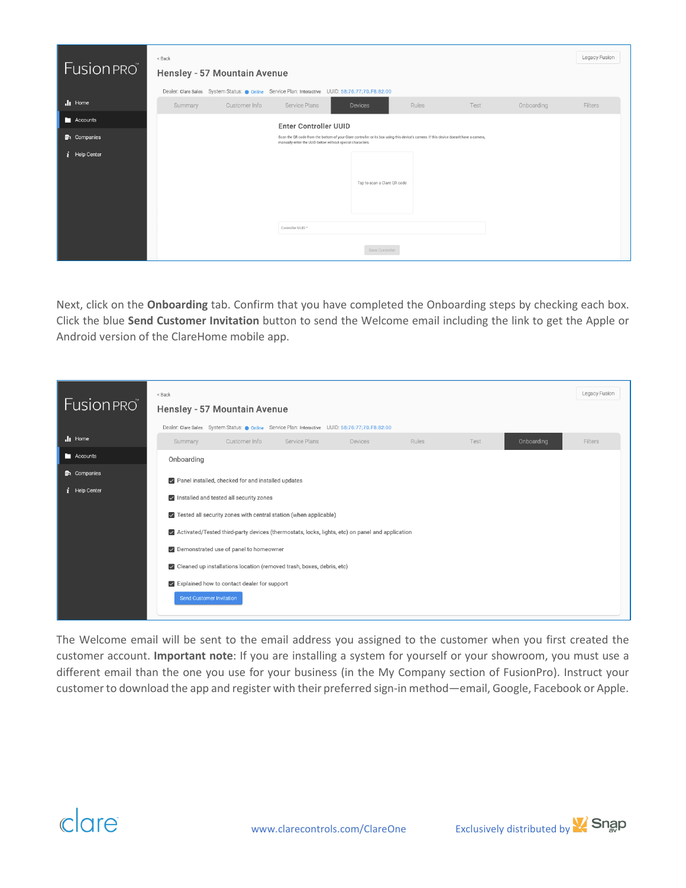Next, click on the **Onboarding** tab. Confirm that you have completed the Onboarding steps by checking each box. Click the blue **Send Customer Invitation** button to send the Welcome email including the link to get the Apple or Android version of the ClareHome mobile app.

The Welcome email will be sent to the email address you assigned to the customer when you first created the customer account. **Important note**: If you are installing a system for yourself or your showroom, you must use a different email than the one you use for your business (in the My Company section of FusionPro). Instruct your customer to download the app and register with their preferred sign-in method—email, Google, Facebook or Apple.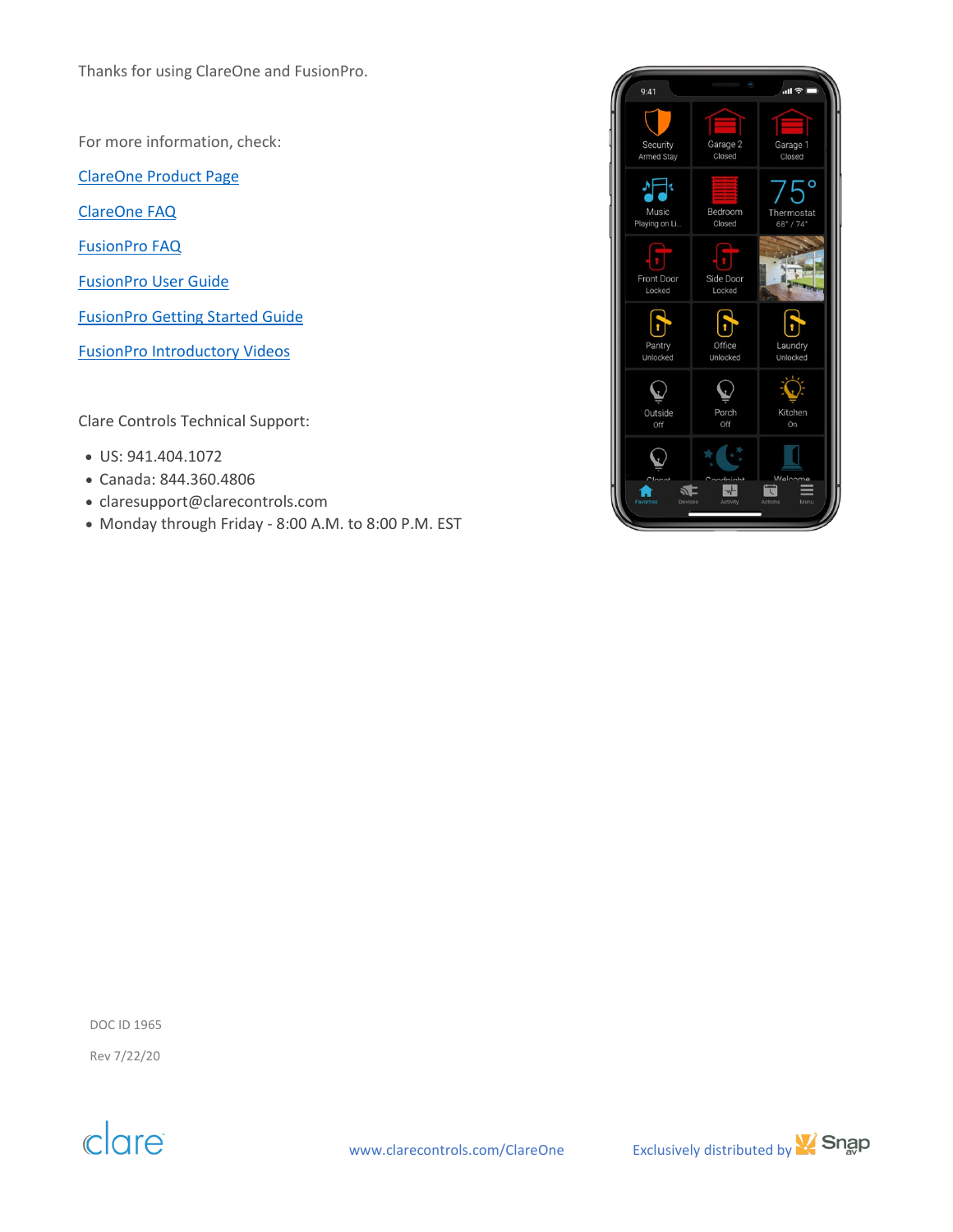Thanks for using ClareOne and FusionPro.

For more information, check:

[ClareOne Product Page]

[ClareOne FAQ]

[FusionPro FAQ]

[FusionPro User Guide]

[FusionPro Getting Started Guide]

[FusionPro Introductory Videos]

Clare Controls Technical Support:

- US: 941.404.1072
- Canada: 844.360.4806
- claresupport@clarecontrols.com
- Monday through Friday - 8:00 A.M. to 8:00 P.M. EST

DOC ID 1965

Rev 7/22/20

clare

www.clarecontrols.com/ClareOne

Exclusively distributed by Snap av